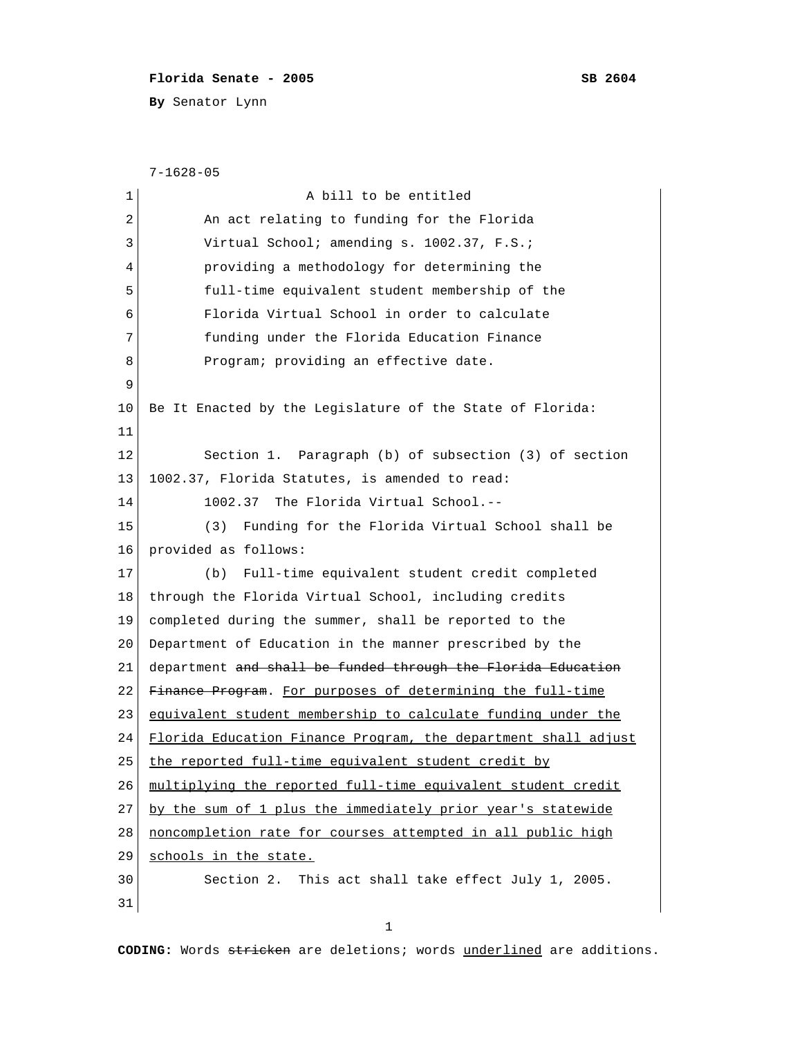**Florida Senate - 2005** **SB 2604**

**By** Senator Lynn

7-1628-05

A bill to be entitled

An act relating to funding for the Florida Virtual School; amending s. 1002.37, F.S.; providing a methodology for determining the full-time equivalent student membership of the Florida Virtual School in order to calculate funding under the Florida Education Finance Program; providing an effective date.

Be It Enacted by the Legislature of the State of Florida:

Section 1. Paragraph (b) of subsection (3) of section 1002.37, Florida Statutes, is amended to read:

1002.37 The Florida Virtual School.--

(3) Funding for the Florida Virtual School shall be provided as follows:

(b) Full-time equivalent student credit completed through the Florida Virtual School, including credits completed during the summer, shall be reported to the Department of Education in the manner prescribed by the department ~~and shall be funded through the Florida Education Finance Program~~. <u>For purposes of determining the full-time equivalent student membership to calculate funding under the Florida Education Finance Program, the department shall adjust the reported full-time equivalent student credit by multiplying the reported full-time equivalent student credit by the sum of 1 plus the immediately prior year's statewide noncompletion rate for courses attempted in all public high schools in the state.</u>

Section 2. This act shall take effect July 1, 2005.

**CODING:** Words ~~stricken~~ are deletions; words <u>underlined</u> are additions.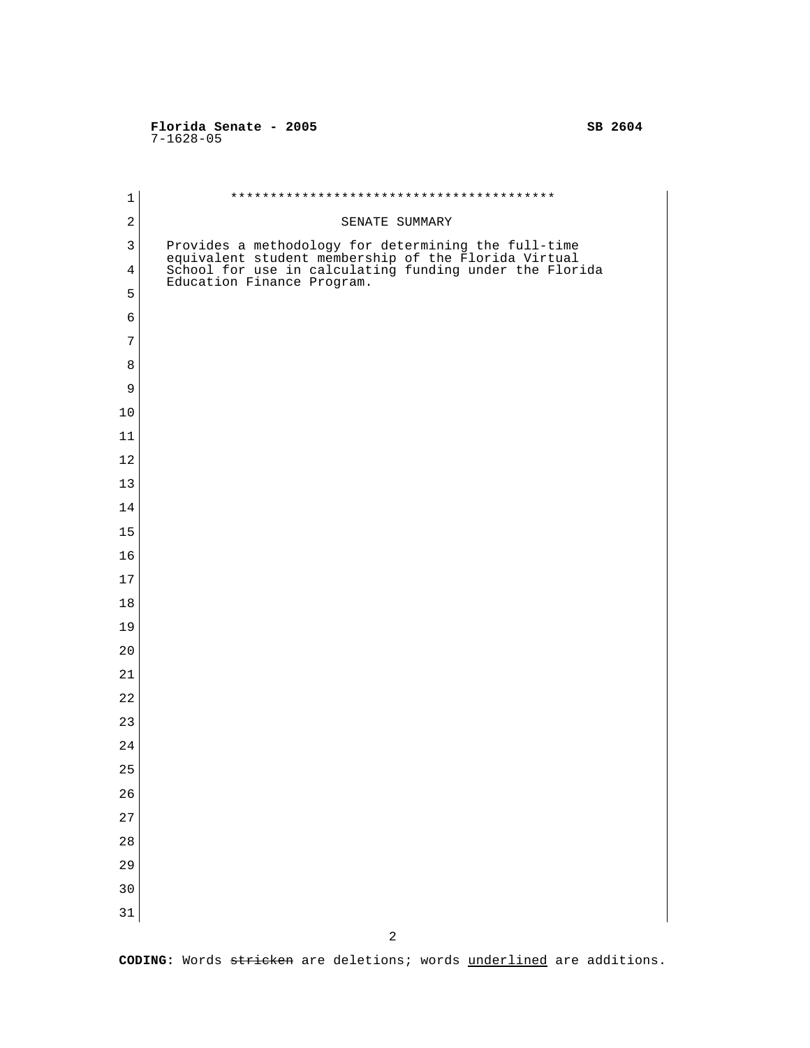*****************************************

SENATE SUMMARY

Provides a methodology for determining the full-time equivalent student membership of the Florida Virtual School for use in calculating funding under the Florida Education Finance Program.